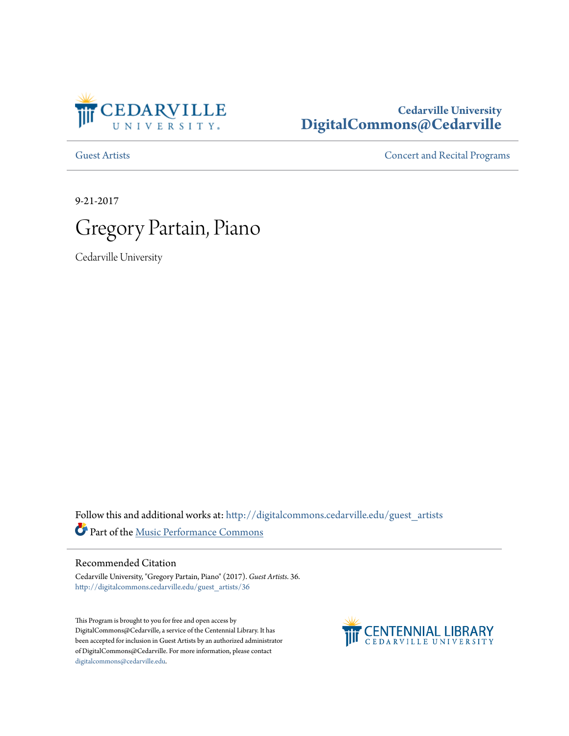Cedarville University
DigitalCommons@Cedarville

Guest Artists | Concert and Recital Programs

9-21-2017

# Gregory Partain, Piano

Cedarville University

Follow this and additional works at: http://digitalcommons.cedarville.edu/guest_artists

Part of the Music Performance Commons

## Recommended Citation

Cedarville University, "Gregory Partain, Piano" (2017). *Guest Artists*. 36.
http://digitalcommons.cedarville.edu/guest_artists/36

This Program is brought to you for free and open access by DigitalCommons@Cedarville, a service of the Centennial Library. It has been accepted for inclusion in Guest Artists by an authorized administrator of DigitalCommons@Cedarville. For more information, please contact digitalcommons@cedarville.edu.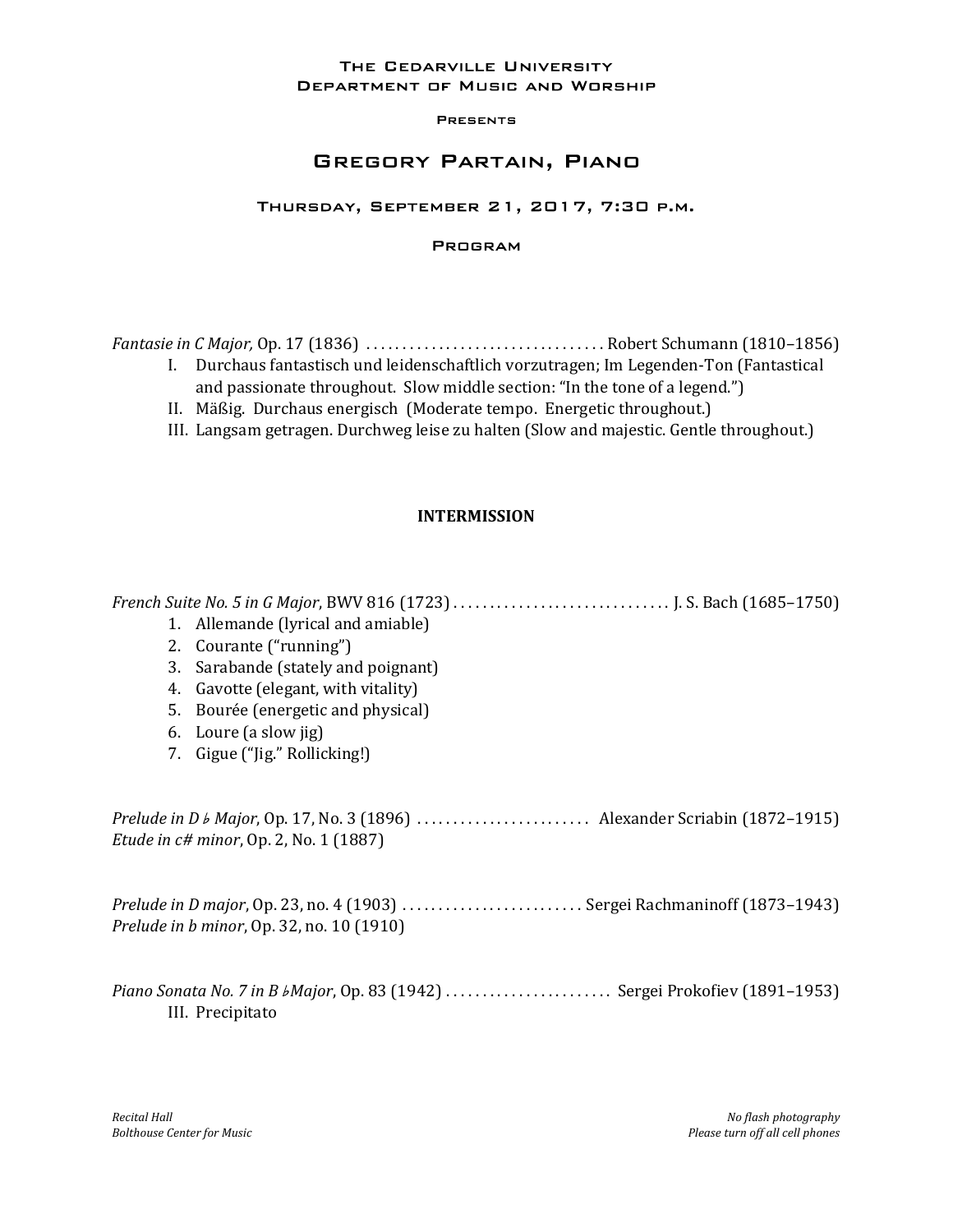The Cedarville University
Department of Music and Worship

Presents

# Gregory Partain, Piano

Thursday, September 21, 2017, 7:30 p.m.

Program

*Fantasie in C Major,* Op. 17 (1836) ................................. Robert Schumann (1810–1856)

I. Durchaus fantastisch und leidenschaftlich vorzutragen; Im Legenden-Ton (Fantastical and passionate throughout. Slow middle section: "In the tone of a legend.")
II. Mäßig. Durchaus energisch (Moderate tempo. Energetic throughout.)
III. Langsam getragen. Durchweg leise zu halten (Slow and majestic. Gentle throughout.)

**INTERMISSION**

*French Suite No. 5 in G Major*, BWV 816 (1723) .............................. J. S. Bach (1685–1750)

1. Allemande (lyrical and amiable)
2. Courante ("running")
3. Sarabande (stately and poignant)
4. Gavotte (elegant, with vitality)
5. Bourée (energetic and physical)
6. Loure (a slow jig)
7. Gigue ("Jig." Rollicking!)

*Prelude in D♭ Major*, Op. 17, No. 3 (1896) ........................ Alexander Scriabin (1872–1915)
*Etude in c# minor*, Op. 2, No. 1 (1887)

*Prelude in D major*, Op. 23, no. 4 (1903) ......................... Sergei Rachmaninoff (1873–1943)
*Prelude in b minor*, Op. 32, no. 10 (1910)

*Piano Sonata No. 7 in B♭Major*, Op. 83 (1942) ....................... Sergei Prokofiev (1891–1953)

III. Precipitato

*Recital Hall*
*Bolthouse Center for Music*

*No flash photography*
*Please turn off all cell phones*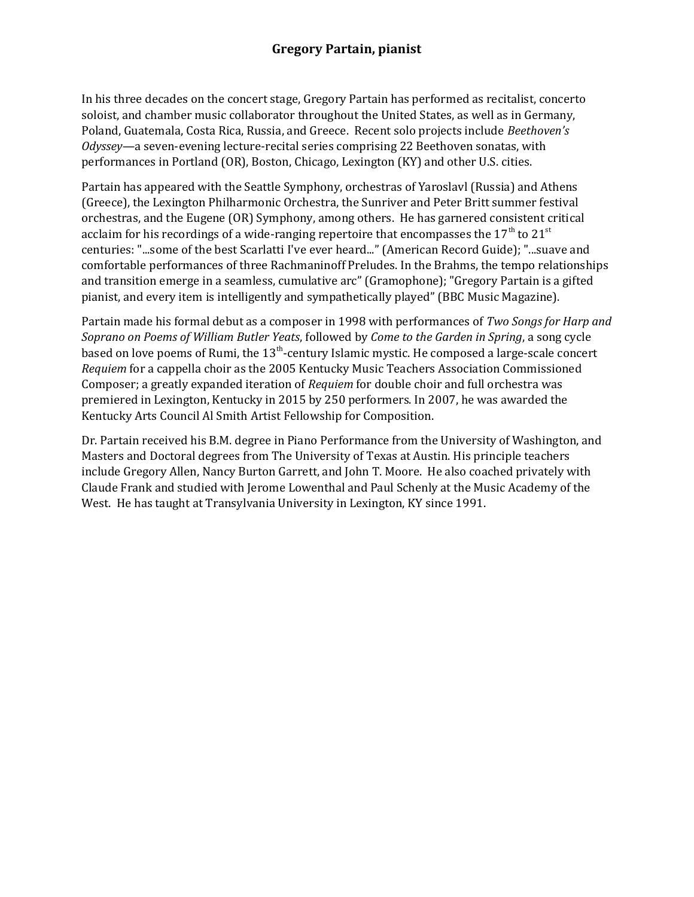## Gregory Partain, pianist

In his three decades on the concert stage, Gregory Partain has performed as recitalist, concerto soloist, and chamber music collaborator throughout the United States, as well as in Germany, Poland, Guatemala, Costa Rica, Russia, and Greece. Recent solo projects include *Beethoven's Odyssey*—a seven-evening lecture-recital series comprising 22 Beethoven sonatas, with performances in Portland (OR), Boston, Chicago, Lexington (KY) and other U.S. cities.

Partain has appeared with the Seattle Symphony, orchestras of Yaroslavl (Russia) and Athens (Greece), the Lexington Philharmonic Orchestra, the Sunriver and Peter Britt summer festival orchestras, and the Eugene (OR) Symphony, among others. He has garnered consistent critical acclaim for his recordings of a wide-ranging repertoire that encompasses the 17th to 21st centuries: "...some of the best Scarlatti I've ever heard..." (American Record Guide); "...suave and comfortable performances of three Rachmaninoff Preludes. In the Brahms, the tempo relationships and transition emerge in a seamless, cumulative arc" (Gramophone); "Gregory Partain is a gifted pianist, and every item is intelligently and sympathetically played" (BBC Music Magazine).

Partain made his formal debut as a composer in 1998 with performances of *Two Songs for Harp and Soprano on Poems of William Butler Yeats*, followed by *Come to the Garden in Spring*, a song cycle based on love poems of Rumi, the 13th-century Islamic mystic. He composed a large-scale concert *Requiem* for a cappella choir as the 2005 Kentucky Music Teachers Association Commissioned Composer; a greatly expanded iteration of *Requiem* for double choir and full orchestra was premiered in Lexington, Kentucky in 2015 by 250 performers. In 2007, he was awarded the Kentucky Arts Council Al Smith Artist Fellowship for Composition.

Dr. Partain received his B.M. degree in Piano Performance from the University of Washington, and Masters and Doctoral degrees from The University of Texas at Austin. His principle teachers include Gregory Allen, Nancy Burton Garrett, and John T. Moore. He also coached privately with Claude Frank and studied with Jerome Lowenthal and Paul Schenly at the Music Academy of the West. He has taught at Transylvania University in Lexington, KY since 1991.